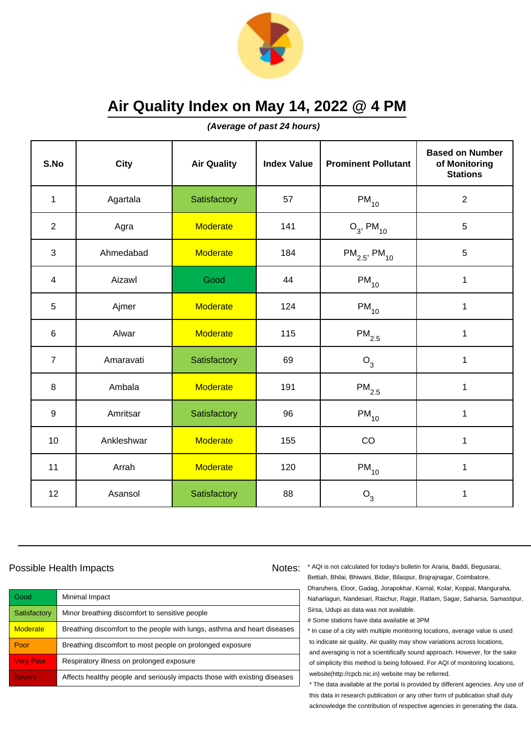# Air Quality Index on May 14, 2022 @ 4 PM

***(Average of past 24 hours)***

| S.No | City | Air Quality | Index Value | Prominent Pollutant | Based on Number of Monitoring Stations |
|---|---|---|---|---|---|
| 1 | Agartala | Satisfactory | 57 | $PM_{10}$ | 2 |
| 2 | Agra | Moderate | 141 | $O_3$, $PM_{10}$ | 5 |
| 3 | Ahmedabad | Moderate | 184 | $PM_{2.5}$, $PM_{10}$ | 5 |
| 4 | Aizawl | Good | 44 | $PM_{10}$ | 1 |
| 5 | Ajmer | Moderate | 124 | $PM_{10}$ | 1 |
| 6 | Alwar | Moderate | 115 | $PM_{2.5}$ | 1 |
| 7 | Amaravati | Satisfactory | 69 | $O_3$ | 1 |
| 8 | Ambala | Moderate | 191 | $PM_{2.5}$ | 1 |
| 9 | Amritsar | Satisfactory | 96 | $PM_{10}$ | 1 |
| 10 | Ankleshwar | Moderate | 155 | CO | 1 |
| 11 | Arrah | Moderate | 120 | $PM_{10}$ | 1 |
| 12 | Asansol | Satisfactory | 88 | $O_3$ | 1 |

## Possible Health Impacts

| | |
|---|---|
| Good | Minimal Impact |
| Satisfactory | Minor breathing discomfort to sensitive people |
| Moderate | Breathing discomfort to the people with lungs, asthma and heart diseases |
| Poor | Breathing discomfort to most people on prolonged exposure |
| Very Poor | Respiratory illness on prolonged exposure |
| Severe | Affects healthy people and seriously impacts those with existing diseases |

Notes:

* AQI is not calculated for today's bulletin for Araria, Baddi, Begusarai, Bettiah, Bhilai, Bhiwani, Bidar, Bilaspur, Brajrajnagar, Coimbatore, Dharuhera, Eloor, Gadag, Jorapokhar, Karnal, Kolar, Koppal, Manguraha, Naharlagun, Nandesari, Raichur, Rajgir, Ratlam, Sagar, Saharsa, Samastipur, Sirsa, Udupi as data was not available.

# Some stations have data available at 3PM

* In case of a city with multiple monitoring locations, average value is used to indicate air quality. Air quality may show variations across locations, and averaging is not a scientifically sound approach. However, for the sake of simplicity this method is being followed. For AQI of monitoring locations, website(http://cpcb.nic.in) website may be referred.

* The data available at the portal is provided by different agencies. Any use of this data in research publication or any other form of publication shall duly acknowledge the contribution of respective agencies in generating the data.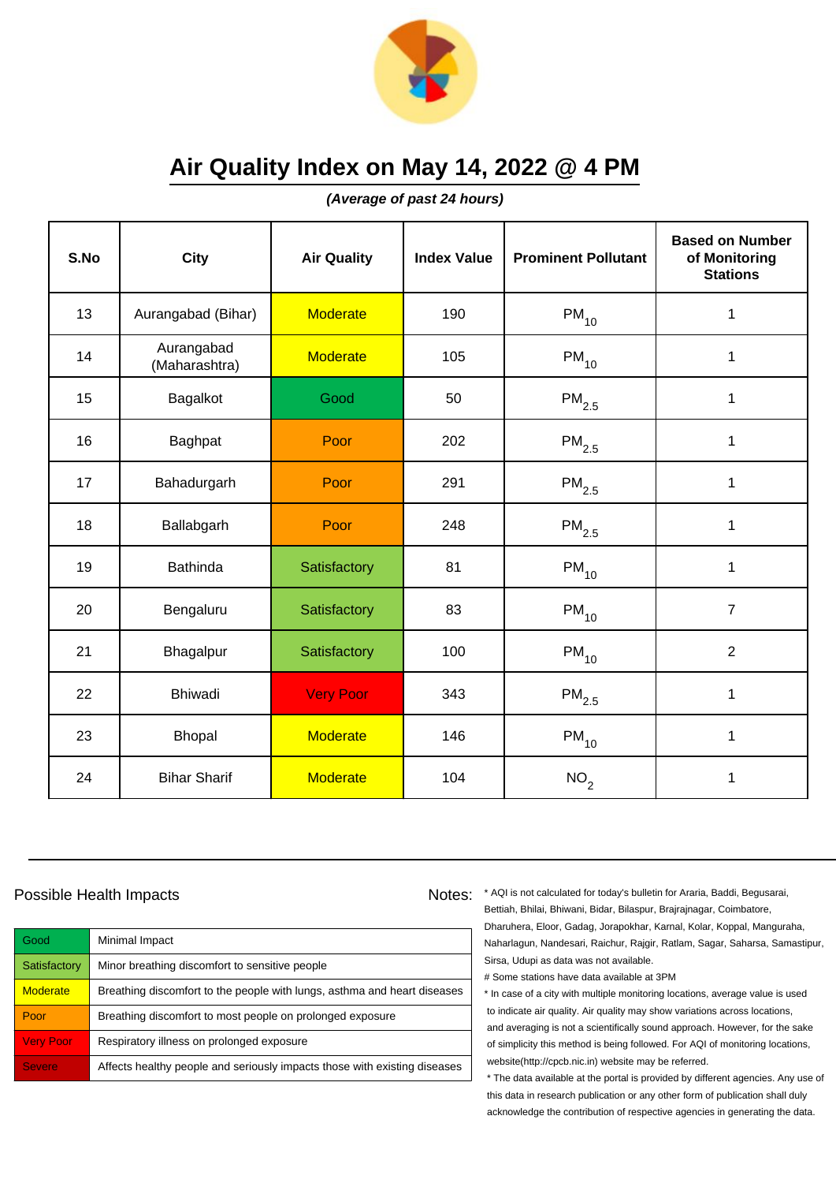# Air Quality Index on May 14, 2022 @ 4 PM

***(Average of past 24 hours)***

| S.No | City | Air Quality | Index Value | Prominent Pollutant | Based on Number of Monitoring Stations |
|---|---|---|---|---|---|
| 13 | Aurangabad (Bihar) | Moderate | 190 | $PM_{10}$ | 1 |
| 14 | Aurangabad (Maharashtra) | Moderate | 105 | $PM_{10}$ | 1 |
| 15 | Bagalkot | Good | 50 | $PM_{2.5}$ | 1 |
| 16 | Baghpat | Poor | 202 | $PM_{2.5}$ | 1 |
| 17 | Bahadurgarh | Poor | 291 | $PM_{2.5}$ | 1 |
| 18 | Ballabgarh | Poor | 248 | $PM_{2.5}$ | 1 |
| 19 | Bathinda | Satisfactory | 81 | $PM_{10}$ | 1 |
| 20 | Bengaluru | Satisfactory | 83 | $PM_{10}$ | 7 |
| 21 | Bhagalpur | Satisfactory | 100 | $PM_{10}$ | 2 |
| 22 | Bhiwadi | Very Poor | 343 | $PM_{2.5}$ | 1 |
| 23 | Bhopal | Moderate | 146 | $PM_{10}$ | 1 |
| 24 | Bihar Sharif | Moderate | 104 | $NO_2$ | 1 |

Possible Health Impacts

| | |
|---|---|
| Good | Minimal Impact |
| Satisfactory | Minor breathing discomfort to sensitive people |
| Moderate | Breathing discomfort to the people with lungs, asthma and heart diseases |
| Poor | Breathing discomfort to most people on prolonged exposure |
| Very Poor | Respiratory illness on prolonged exposure |
| Severe | Affects healthy people and seriously impacts those with existing diseases |

Notes:

* AQI is not calculated for today's bulletin for Araria, Baddi, Begusarai, Bettiah, Bhilai, Bhiwani, Bidar, Bilaspur, Brajrajnagar, Coimbatore, Dharuhera, Eloor, Gadag, Jorapokhar, Karnal, Kolar, Koppal, Manguraha, Naharlagun, Nandesari, Raichur, Rajgir, Ratlam, Sagar, Saharsa, Samastipur, Sirsa, Udupi as data was not available.

# Some stations have data available at 3PM

* In case of a city with multiple monitoring locations, average value is used to indicate air quality. Air quality may show variations across locations, and averaging is not a scientifically sound approach. However, for the sake of simplicity this method is being followed. For AQI of monitoring locations, website(http://cpcb.nic.in) website may be referred.

* The data available at the portal is provided by different agencies. Any use of this data in research publication or any other form of publication shall duly acknowledge the contribution of respective agencies in generating the data.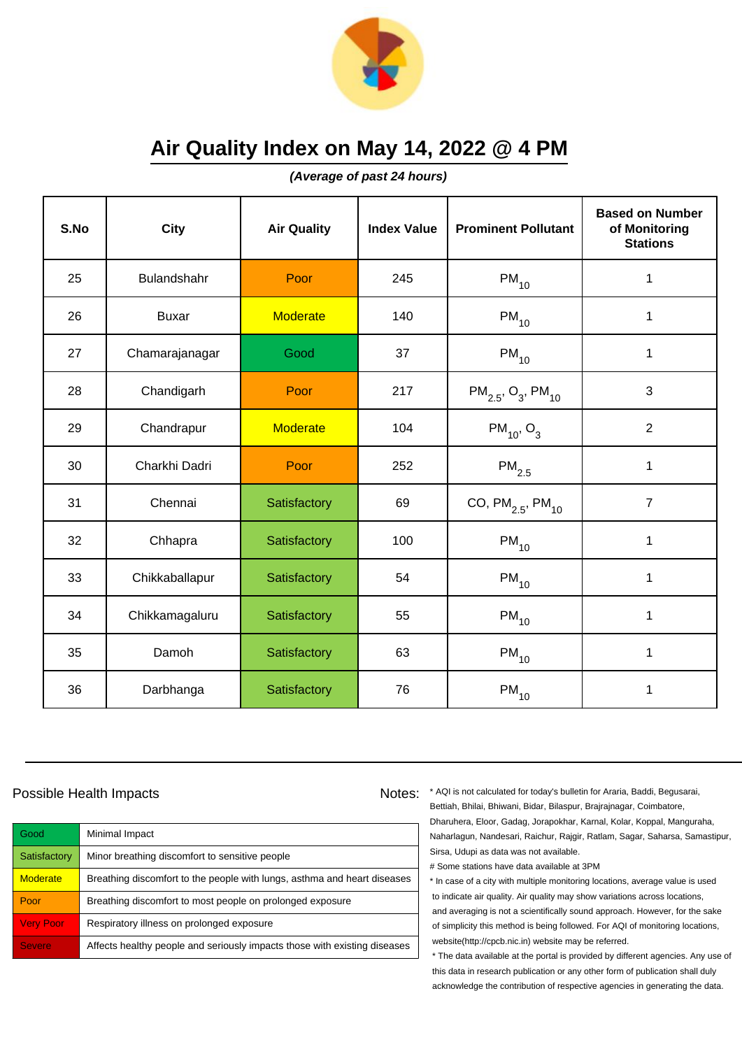# Air Quality Index on May 14, 2022 @ 4 PM

***(Average of past 24 hours)***

| S.No | City | Air Quality | Index Value | Prominent Pollutant | Based on Number of Monitoring Stations |
|---|---|---|---|---|---|
| 25 | Bulandshahr | Poor | 245 | $PM_{10}$ | 1 |
| 26 | Buxar | Moderate | 140 | $PM_{10}$ | 1 |
| 27 | Chamarajanagar | Good | 37 | $PM_{10}$ | 1 |
| 28 | Chandigarh | Poor | 217 | $PM_{2.5}$, $O_3$, $PM_{10}$ | 3 |
| 29 | Chandrapur | Moderate | 104 | $PM_{10}$, $O_3$ | 2 |
| 30 | Charkhi Dadri | Poor | 252 | $PM_{2.5}$ | 1 |
| 31 | Chennai | Satisfactory | 69 | CO, $PM_{2.5}$, $PM_{10}$ | 7 |
| 32 | Chhapra | Satisfactory | 100 | $PM_{10}$ | 1 |
| 33 | Chikkaballapur | Satisfactory | 54 | $PM_{10}$ | 1 |
| 34 | Chikkamagaluru | Satisfactory | 55 | $PM_{10}$ | 1 |
| 35 | Damoh | Satisfactory | 63 | $PM_{10}$ | 1 |
| 36 | Darbhanga | Satisfactory | 76 | $PM_{10}$ | 1 |

Possible Health Impacts

| | |
|---|---|
| Good | Minimal Impact |
| Satisfactory | Minor breathing discomfort to sensitive people |
| Moderate | Breathing discomfort to the people with lungs, asthma and heart diseases |
| Poor | Breathing discomfort to most people on prolonged exposure |
| Very Poor | Respiratory illness on prolonged exposure |
| Severe | Affects healthy people and seriously impacts those with existing diseases |

Notes:

* AQI is not calculated for today's bulletin for Araria, Baddi, Begusarai, Bettiah, Bhilai, Bhiwani, Bidar, Bilaspur, Brajrajnagar, Coimbatore, Dharuhera, Eloor, Gadag, Jorapokhar, Karnal, Kolar, Koppal, Manguraha, Naharlagun, Nandesari, Raichur, Rajgir, Ratlam, Sagar, Saharsa, Samastipur, Sirsa, Udupi as data was not available.

# Some stations have data available at 3PM

* In case of a city with multiple monitoring locations, average value is used to indicate air quality. Air quality may show variations across locations, and averaging is not a scientifically sound approach. However, for the sake of simplicity this method is being followed. For AQI of monitoring locations, website(http://cpcb.nic.in) website may be referred.

* The data available at the portal is provided by different agencies. Any use of this data in research publication or any other form of publication shall duly acknowledge the contribution of respective agencies in generating the data.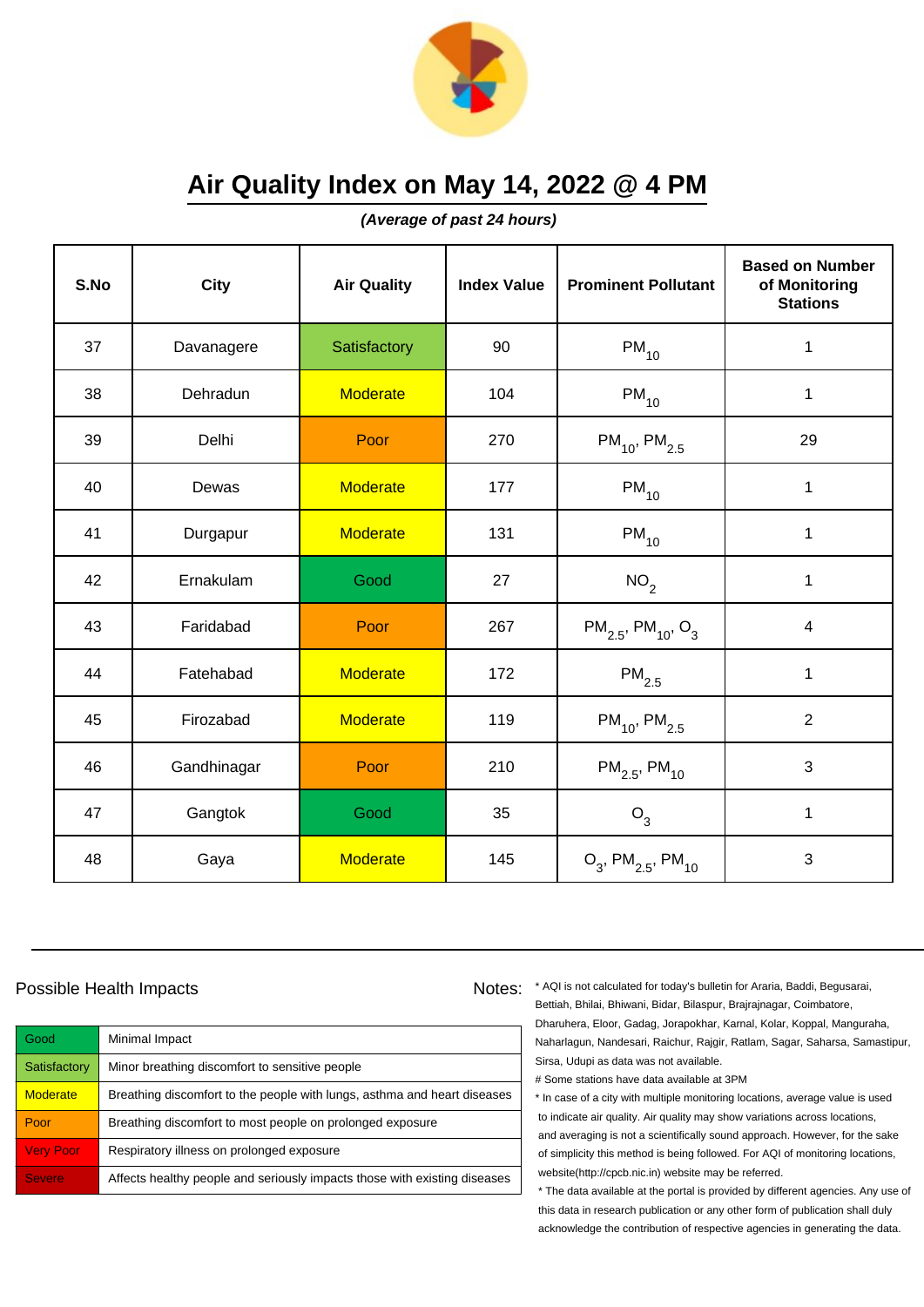# Air Quality Index on May 14, 2022 @ 4 PM

***(Average of past 24 hours)***

| S.No | City | Air Quality | Index Value | Prominent Pollutant | Based on Number of Monitoring Stations |
|---|---|---|---|---|---|
| 37 | Davanagere | Satisfactory | 90 | $PM_{10}$ | 1 |
| 38 | Dehradun | Moderate | 104 | $PM_{10}$ | 1 |
| 39 | Delhi | Poor | 270 | $PM_{10}$, $PM_{2.5}$ | 29 |
| 40 | Dewas | Moderate | 177 | $PM_{10}$ | 1 |
| 41 | Durgapur | Moderate | 131 | $PM_{10}$ | 1 |
| 42 | Ernakulam | Good | 27 | $NO_2$ | 1 |
| 43 | Faridabad | Poor | 267 | $PM_{2.5}$, $PM_{10}$, $O_3$ | 4 |
| 44 | Fatehabad | Moderate | 172 | $PM_{2.5}$ | 1 |
| 45 | Firozabad | Moderate | 119 | $PM_{10}$, $PM_{2.5}$ | 2 |
| 46 | Gandhinagar | Poor | 210 | $PM_{2.5}$, $PM_{10}$ | 3 |
| 47 | Gangtok | Good | 35 | $O_3$ | 1 |
| 48 | Gaya | Moderate | 145 | $O_3$, $PM_{2.5}$, $PM_{10}$ | 3 |

Possible Health Impacts

| | |
|---|---|
| Good | Minimal Impact |
| Satisfactory | Minor breathing discomfort to sensitive people |
| Moderate | Breathing discomfort to the people with lungs, asthma and heart diseases |
| Poor | Breathing discomfort to most people on prolonged exposure |
| Very Poor | Respiratory illness on prolonged exposure |
| Severe | Affects healthy people and seriously impacts those with existing diseases |

Notes:
* AQI is not calculated for today's bulletin for Araria, Baddi, Begusarai, Bettiah, Bhilai, Bhiwani, Bidar, Bilaspur, Brajrajnagar, Coimbatore, Dharuhera, Eloor, Gadag, Jorapokhar, Karnal, Kolar, Koppal, Manguraha, Naharlagun, Nandesari, Raichur, Rajgir, Ratlam, Sagar, Saharsa, Samastipur, Sirsa, Udupi as data was not available.
# Some stations have data available at 3PM
* In case of a city with multiple monitoring locations, average value is used to indicate air quality. Air quality may show variations across locations, and averaging is not a scientifically sound approach. However, for the sake of simplicity this method is being followed. For AQI of monitoring locations, website(http://cpcb.nic.in) website may be referred.
* The data available at the portal is provided by different agencies. Any use of this data in research publication or any other form of publication shall duly acknowledge the contribution of respective agencies in generating the data.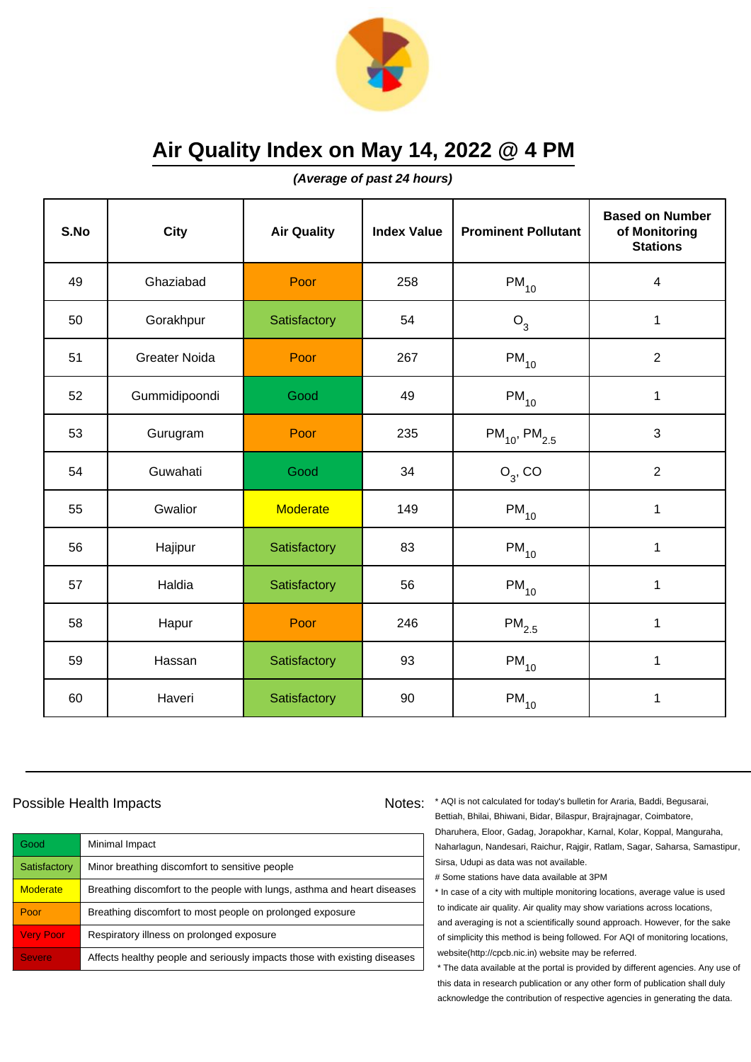# Air Quality Index on May 14, 2022 @ 4 PM

***(Average of past 24 hours)***

| S.No | City | Air Quality | Index Value | Prominent Pollutant | Based on Number of Monitoring Stations |
|---|---|---|---|---|---|
| 49 | Ghaziabad | Poor | 258 | $PM_{10}$ | 4 |
| 50 | Gorakhpur | Satisfactory | 54 | $O_3$ | 1 |
| 51 | Greater Noida | Poor | 267 | $PM_{10}$ | 2 |
| 52 | Gummidipoondi | Good | 49 | $PM_{10}$ | 1 |
| 53 | Gurugram | Poor | 235 | $PM_{10}$, $PM_{2.5}$ | 3 |
| 54 | Guwahati | Good | 34 | $O_3$, CO | 2 |
| 55 | Gwalior | Moderate | 149 | $PM_{10}$ | 1 |
| 56 | Hajipur | Satisfactory | 83 | $PM_{10}$ | 1 |
| 57 | Haldia | Satisfactory | 56 | $PM_{10}$ | 1 |
| 58 | Hapur | Poor | 246 | $PM_{2.5}$ | 1 |
| 59 | Hassan | Satisfactory | 93 | $PM_{10}$ | 1 |
| 60 | Haveri | Satisfactory | 90 | $PM_{10}$ | 1 |

## Possible Health Impacts

| | |
|---|---|
| Good | Minimal Impact |
| Satisfactory | Minor breathing discomfort to sensitive people |
| Moderate | Breathing discomfort to the people with lungs, asthma and heart diseases |
| Poor | Breathing discomfort to most people on prolonged exposure |
| Very Poor | Respiratory illness on prolonged exposure |
| Severe | Affects healthy people and seriously impacts those with existing diseases |

Notes:

* AQI is not calculated for today's bulletin for Araria, Baddi, Begusarai, Bettiah, Bhilai, Bhiwani, Bidar, Bilaspur, Brajrajnagar, Coimbatore, Dharuhera, Eloor, Gadag, Jorapokhar, Karnal, Kolar, Koppal, Manguraha, Naharlagun, Nandesari, Raichur, Rajgir, Ratlam, Sagar, Saharsa, Samastipur, Sirsa, Udupi as data was not available.

# Some stations have data available at 3PM

* In case of a city with multiple monitoring locations, average value is used to indicate air quality. Air quality may show variations across locations, and averaging is not a scientifically sound approach. However, for the sake of simplicity this method is being followed. For AQI of monitoring locations, website(http://cpcb.nic.in) website may be referred.

* The data available at the portal is provided by different agencies. Any use of this data in research publication or any other form of publication shall duly acknowledge the contribution of respective agencies in generating the data.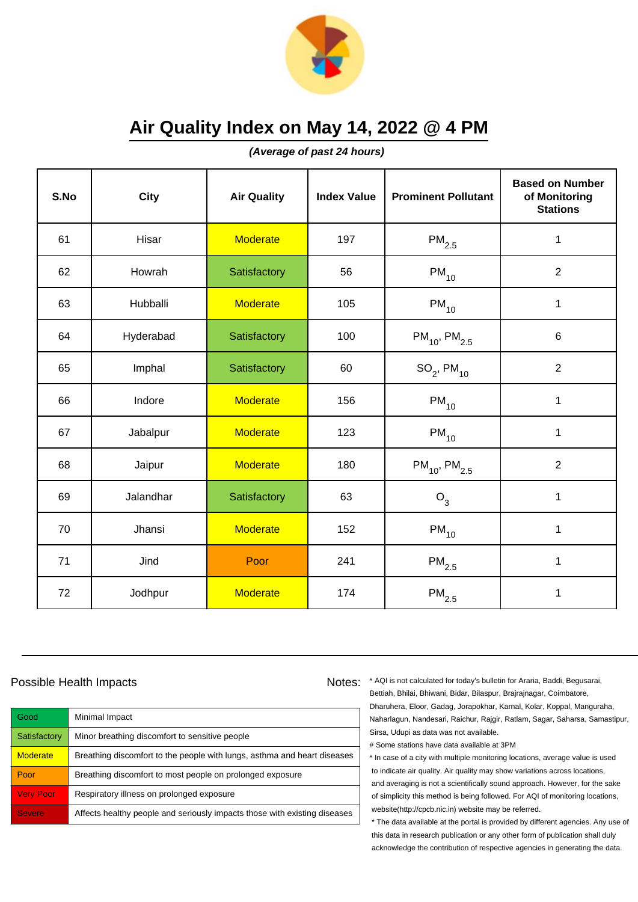# Air Quality Index on May 14, 2022 @ 4 PM

***(Average of past 24 hours)***

| S.No | City | Air Quality | Index Value | Prominent Pollutant | Based on Number of Monitoring Stations |
|---|---|---|---|---|---|
| 61 | Hisar | Moderate | 197 | $PM_{2.5}$ | 1 |
| 62 | Howrah | Satisfactory | 56 | $PM_{10}$ | 2 |
| 63 | Hubballi | Moderate | 105 | $PM_{10}$ | 1 |
| 64 | Hyderabad | Satisfactory | 100 | $PM_{10}$, $PM_{2.5}$ | 6 |
| 65 | Imphal | Satisfactory | 60 | $SO_2$, $PM_{10}$ | 2 |
| 66 | Indore | Moderate | 156 | $PM_{10}$ | 1 |
| 67 | Jabalpur | Moderate | 123 | $PM_{10}$ | 1 |
| 68 | Jaipur | Moderate | 180 | $PM_{10}$, $PM_{2.5}$ | 2 |
| 69 | Jalandhar | Satisfactory | 63 | $O_3$ | 1 |
| 70 | Jhansi | Moderate | 152 | $PM_{10}$ | 1 |
| 71 | Jind | Poor | 241 | $PM_{2.5}$ | 1 |
| 72 | Jodhpur | Moderate | 174 | $PM_{2.5}$ | 1 |

Possible Health Impacts

| | |
|---|---|
| Good | Minimal Impact |
| Satisfactory | Minor breathing discomfort to sensitive people |
| Moderate | Breathing discomfort to the people with lungs, asthma and heart diseases |
| Poor | Breathing discomfort to most people on prolonged exposure |
| Very Poor | Respiratory illness on prolonged exposure |
| Severe | Affects healthy people and seriously impacts those with existing diseases |

Notes:

* AQI is not calculated for today's bulletin for Araria, Baddi, Begusarai, Bettiah, Bhilai, Bhiwani, Bidar, Bilaspur, Brajrajnagar, Coimbatore, Dharuhera, Eloor, Gadag, Jorapokhar, Karnal, Kolar, Koppal, Manguraha, Naharlagun, Nandesari, Raichur, Rajgir, Ratlam, Sagar, Saharsa, Samastipur, Sirsa, Udupi as data was not available.

# Some stations have data available at 3PM

* In case of a city with multiple monitoring locations, average value is used to indicate air quality. Air quality may show variations across locations, and averaging is not a scientifically sound approach. However, for the sake of simplicity this method is being followed. For AQI of monitoring locations, website(http://cpcb.nic.in) website may be referred.

* The data available at the portal is provided by different agencies. Any use of this data in research publication or any other form of publication shall duly acknowledge the contribution of respective agencies in generating the data.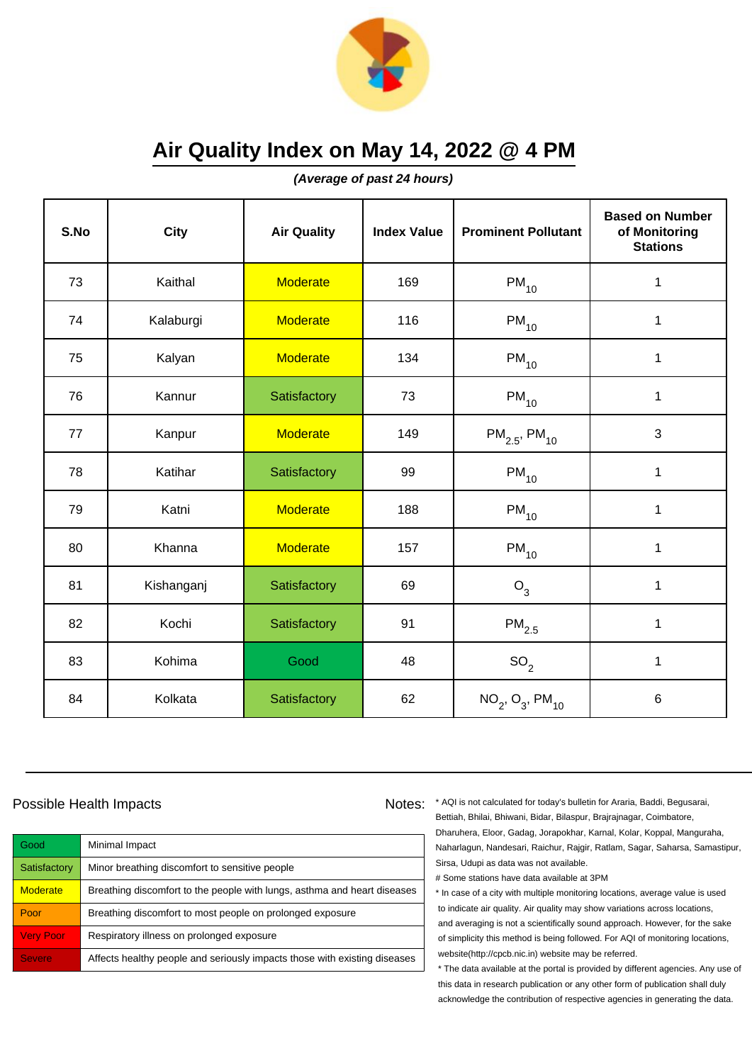# Air Quality Index on May 14, 2022 @ 4 PM

***(Average of past 24 hours)***

| S.No | City | Air Quality | Index Value | Prominent Pollutant | Based on Number of Monitoring Stations |
|---|---|---|---|---|---|
| 73 | Kaithal | Moderate | 169 | $PM_{10}$ | 1 |
| 74 | Kalaburgi | Moderate | 116 | $PM_{10}$ | 1 |
| 75 | Kalyan | Moderate | 134 | $PM_{10}$ | 1 |
| 76 | Kannur | Satisfactory | 73 | $PM_{10}$ | 1 |
| 77 | Kanpur | Moderate | 149 | $PM_{2.5}$, $PM_{10}$ | 3 |
| 78 | Katihar | Satisfactory | 99 | $PM_{10}$ | 1 |
| 79 | Katni | Moderate | 188 | $PM_{10}$ | 1 |
| 80 | Khanna | Moderate | 157 | $PM_{10}$ | 1 |
| 81 | Kishanganj | Satisfactory | 69 | $O_3$ | 1 |
| 82 | Kochi | Satisfactory | 91 | $PM_{2.5}$ | 1 |
| 83 | Kohima | Good | 48 | $SO_2$ | 1 |
| 84 | Kolkata | Satisfactory | 62 | $NO_2$, $O_3$, $PM_{10}$ | 6 |

## Possible Health Impacts

| | |
|---|---|
| Good | Minimal Impact |
| Satisfactory | Minor breathing discomfort to sensitive people |
| Moderate | Breathing discomfort to the people with lungs, asthma and heart diseases |
| Poor | Breathing discomfort to most people on prolonged exposure |
| Very Poor | Respiratory illness on prolonged exposure |
| Severe | Affects healthy people and seriously impacts those with existing diseases |

Notes:

* AQI is not calculated for today's bulletin for Araria, Baddi, Begusarai, Bettiah, Bhilai, Bhiwani, Bidar, Bilaspur, Brajrajnagar, Coimbatore, Dharuhera, Eloor, Gadag, Jorapokhar, Karnal, Kolar, Koppal, Manguraha, Naharlagun, Nandesari, Raichur, Rajgir, Ratlam, Sagar, Saharsa, Samastipur, Sirsa, Udupi as data was not available.

# Some stations have data available at 3PM

* In case of a city with multiple monitoring locations, average value is used to indicate air quality. Air quality may show variations across locations, and averaging is not a scientifically sound approach. However, for the sake of simplicity this method is being followed. For AQI of monitoring locations, website(http://cpcb.nic.in) website may be referred.

* The data available at the portal is provided by different agencies. Any use of this data in research publication or any other form of publication shall duly acknowledge the contribution of respective agencies in generating the data.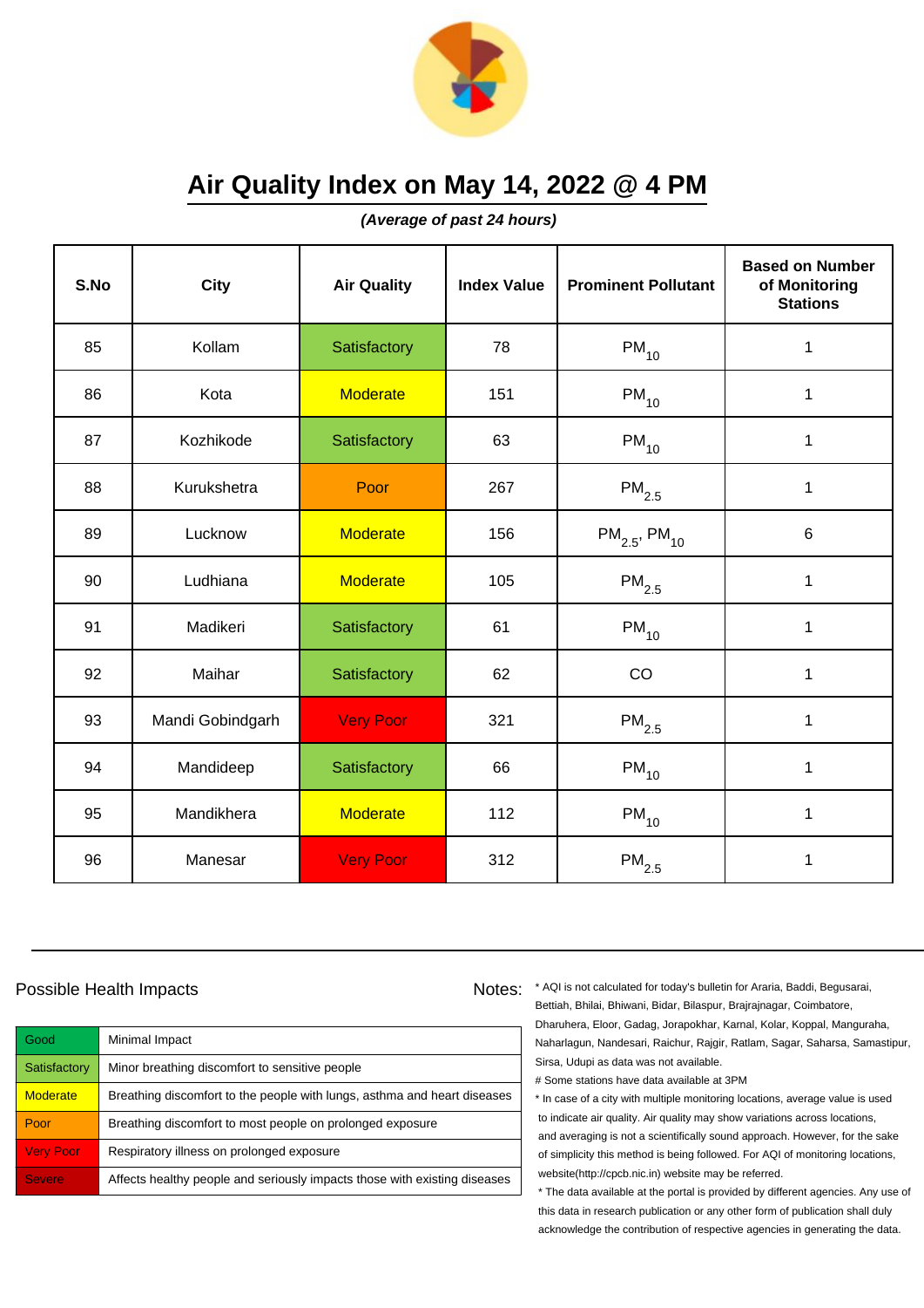# Air Quality Index on May 14, 2022 @ 4 PM

***(Average of past 24 hours)***

| S.No | City | Air Quality | Index Value | Prominent Pollutant | Based on Number of Monitoring Stations |
|---|---|---|---|---|---|
| 85 | Kollam | Satisfactory | 78 | $PM_{10}$ | 1 |
| 86 | Kota | Moderate | 151 | $PM_{10}$ | 1 |
| 87 | Kozhikode | Satisfactory | 63 | $PM_{10}$ | 1 |
| 88 | Kurukshetra | Poor | 267 | $PM_{2.5}$ | 1 |
| 89 | Lucknow | Moderate | 156 | $PM_{2.5}$, $PM_{10}$ | 6 |
| 90 | Ludhiana | Moderate | 105 | $PM_{2.5}$ | 1 |
| 91 | Madikeri | Satisfactory | 61 | $PM_{10}$ | 1 |
| 92 | Maihar | Satisfactory | 62 | CO | 1 |
| 93 | Mandi Gobindgarh | Very Poor | 321 | $PM_{2.5}$ | 1 |
| 94 | Mandideep | Satisfactory | 66 | $PM_{10}$ | 1 |
| 95 | Mandikhera | Moderate | 112 | $PM_{10}$ | 1 |
| 96 | Manesar | Very Poor | 312 | $PM_{2.5}$ | 1 |

## Possible Health Impacts

| | |
|---|---|
| Good | Minimal Impact |
| Satisfactory | Minor breathing discomfort to sensitive people |
| Moderate | Breathing discomfort to the people with lungs, asthma and heart diseases |
| Poor | Breathing discomfort to most people on prolonged exposure |
| Very Poor | Respiratory illness on prolonged exposure |
| Severe | Affects healthy people and seriously impacts those with existing diseases |

Notes:

* AQI is not calculated for today's bulletin for Araria, Baddi, Begusarai, Bettiah, Bhilai, Bhiwani, Bidar, Bilaspur, Brajrajnagar, Coimbatore, Dharuhera, Eloor, Gadag, Jorapokhar, Karnal, Kolar, Koppal, Manguraha, Naharlagun, Nandesari, Raichur, Rajgir, Ratlam, Sagar, Saharsa, Samastipur, Sirsa, Udupi as data was not available.

# Some stations have data available at 3PM

* In case of a city with multiple monitoring locations, average value is used to indicate air quality. Air quality may show variations across locations, and averaging is not a scientifically sound approach. However, for the sake of simplicity this method is being followed. For AQI of monitoring locations, website(http://cpcb.nic.in) website may be referred.
* The data available at the portal is provided by different agencies. Any use of this data in research publication or any other form of publication shall duly acknowledge the contribution of respective agencies in generating the data.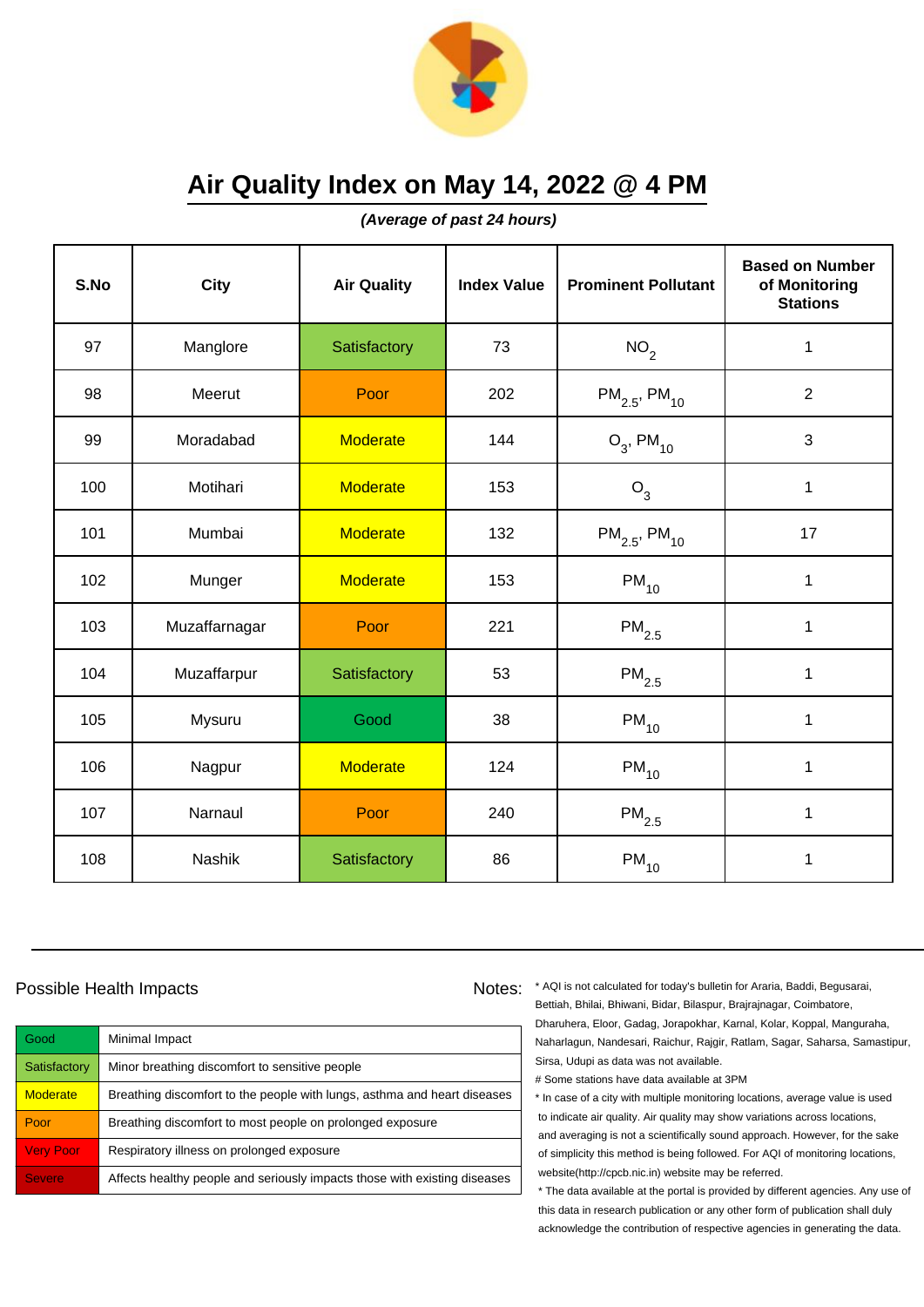# Air Quality Index on May 14, 2022 @ 4 PM

***(Average of past 24 hours)***

| S.No | City | Air Quality | Index Value | Prominent Pollutant | Based on Number of Monitoring Stations |
|---|---|---|---|---|---|
| 97 | Manglore | Satisfactory | 73 | $NO_2$ | 1 |
| 98 | Meerut | Poor | 202 | $PM_{2.5}$, $PM_{10}$ | 2 |
| 99 | Moradabad | Moderate | 144 | $O_3$, $PM_{10}$ | 3 |
| 100 | Motihari | Moderate | 153 | $O_3$ | 1 |
| 101 | Mumbai | Moderate | 132 | $PM_{2.5}$, $PM_{10}$ | 17 |
| 102 | Munger | Moderate | 153 | $PM_{10}$ | 1 |
| 103 | Muzaffarnagar | Poor | 221 | $PM_{2.5}$ | 1 |
| 104 | Muzaffarpur | Satisfactory | 53 | $PM_{2.5}$ | 1 |
| 105 | Mysuru | Good | 38 | $PM_{10}$ | 1 |
| 106 | Nagpur | Moderate | 124 | $PM_{10}$ | 1 |
| 107 | Narnaul | Poor | 240 | $PM_{2.5}$ | 1 |
| 108 | Nashik | Satisfactory | 86 | $PM_{10}$ | 1 |

## Possible Health Impacts

| | |
|---|---|
| Good | Minimal Impact |
| Satisfactory | Minor breathing discomfort to sensitive people |
| Moderate | Breathing discomfort to the people with lungs, asthma and heart diseases |
| Poor | Breathing discomfort to most people on prolonged exposure |
| Very Poor | Respiratory illness on prolonged exposure |
| Severe | Affects healthy people and seriously impacts those with existing diseases |

Notes:

* AQI is not calculated for today's bulletin for Araria, Baddi, Begusarai, Bettiah, Bhilai, Bhiwani, Bidar, Bilaspur, Brajrajnagar, Coimbatore, Dharuhera, Eloor, Gadag, Jorapokhar, Karnal, Kolar, Koppal, Manguraha, Naharlagun, Nandesari, Raichur, Rajgir, Ratlam, Sagar, Saharsa, Samastipur, Sirsa, Udupi as data was not available.

# Some stations have data available at 3PM

* In case of a city with multiple monitoring locations, average value is used to indicate air quality. Air quality may show variations across locations, and averaging is not a scientifically sound approach. However, for the sake of simplicity this method is being followed. For AQI of monitoring locations, website(http://cpcb.nic.in) website may be referred.

* The data available at the portal is provided by different agencies. Any use of this data in research publication or any other form of publication shall duly acknowledge the contribution of respective agencies in generating the data.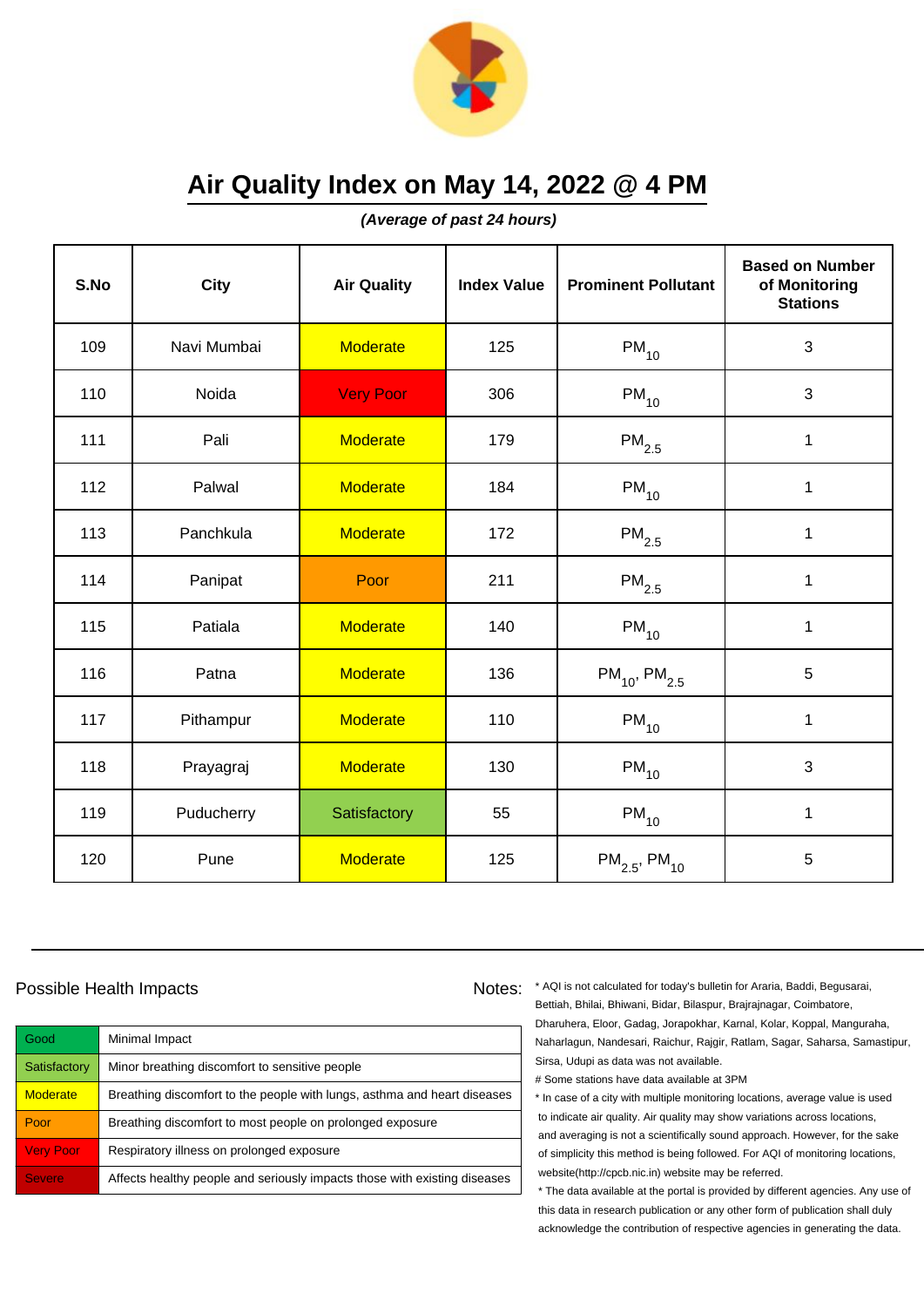# Air Quality Index on May 14, 2022 @ 4 PM

***(Average of past 24 hours)***

| S.No | City | Air Quality | Index Value | Prominent Pollutant | Based on Number of Monitoring Stations |
|---|---|---|---|---|---|
| 109 | Navi Mumbai | Moderate | 125 | $PM_{10}$ | 3 |
| 110 | Noida | Very Poor | 306 | $PM_{10}$ | 3 |
| 111 | Pali | Moderate | 179 | $PM_{2.5}$ | 1 |
| 112 | Palwal | Moderate | 184 | $PM_{10}$ | 1 |
| 113 | Panchkula | Moderate | 172 | $PM_{2.5}$ | 1 |
| 114 | Panipat | Poor | 211 | $PM_{2.5}$ | 1 |
| 115 | Patiala | Moderate | 140 | $PM_{10}$ | 1 |
| 116 | Patna | Moderate | 136 | $PM_{10}$, $PM_{2.5}$ | 5 |
| 117 | Pithampur | Moderate | 110 | $PM_{10}$ | 1 |
| 118 | Prayagraj | Moderate | 130 | $PM_{10}$ | 3 |
| 119 | Puducherry | Satisfactory | 55 | $PM_{10}$ | 1 |
| 120 | Pune | Moderate | 125 | $PM_{2.5}$, $PM_{10}$ | 5 |

Possible Health Impacts

| | |
|---|---|
| Good | Minimal Impact |
| Satisfactory | Minor breathing discomfort to sensitive people |
| Moderate | Breathing discomfort to the people with lungs, asthma and heart diseases |
| Poor | Breathing discomfort to most people on prolonged exposure |
| Very Poor | Respiratory illness on prolonged exposure |
| Severe | Affects healthy people and seriously impacts those with existing diseases |

Notes:
* AQI is not calculated for today's bulletin for Araria, Baddi, Begusarai, Bettiah, Bhilai, Bhiwani, Bidar, Bilaspur, Brajrajnagar, Coimbatore, Dharuhera, Eloor, Gadag, Jorapokhar, Karnal, Kolar, Koppal, Manguraha, Naharlagun, Nandesari, Raichur, Rajgir, Ratlam, Sagar, Saharsa, Samastipur, Sirsa, Udupi as data was not available.

# Some stations have data available at 3PM

* In case of a city with multiple monitoring locations, average value is used to indicate air quality. Air quality may show variations across locations, and averaging is not a scientifically sound approach. However, for the sake of simplicity this method is being followed. For AQI of monitoring locations, website(http://cpcb.nic.in) website may be referred.
* The data available at the portal is provided by different agencies. Any use of this data in research publication or any other form of publication shall duly acknowledge the contribution of respective agencies in generating the data.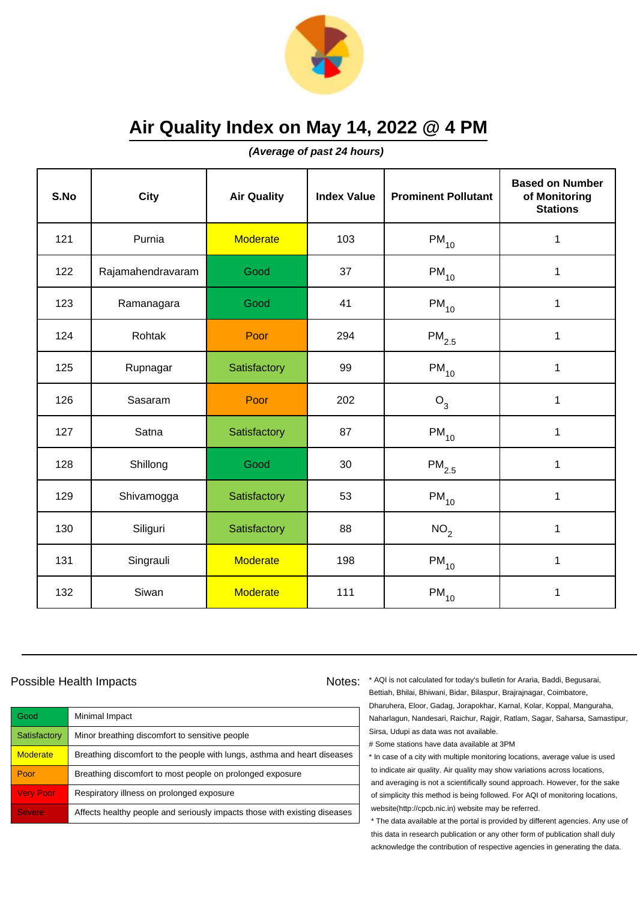# Air Quality Index on May 14, 2022 @ 4 PM

***(Average of past 24 hours)***

| S.No | City | Air Quality | Index Value | Prominent Pollutant | Based on Number of Monitoring Stations |
|---|---|---|---|---|---|
| 121 | Purnia | Moderate | 103 | $PM_{10}$ | 1 |
| 122 | Rajamahendravaram | Good | 37 | $PM_{10}$ | 1 |
| 123 | Ramanagara | Good | 41 | $PM_{10}$ | 1 |
| 124 | Rohtak | Poor | 294 | $PM_{2.5}$ | 1 |
| 125 | Rupnagar | Satisfactory | 99 | $PM_{10}$ | 1 |
| 126 | Sasaram | Poor | 202 | $O_3$ | 1 |
| 127 | Satna | Satisfactory | 87 | $PM_{10}$ | 1 |
| 128 | Shillong | Good | 30 | $PM_{2.5}$ | 1 |
| 129 | Shivamogga | Satisfactory | 53 | $PM_{10}$ | 1 |
| 130 | Siliguri | Satisfactory | 88 | $NO_2$ | 1 |
| 131 | Singrauli | Moderate | 198 | $PM_{10}$ | 1 |
| 132 | Siwan | Moderate | 111 | $PM_{10}$ | 1 |

Possible Health Impacts

| | |
|---|---|
| Good | Minimal Impact |
| Satisfactory | Minor breathing discomfort to sensitive people |
| Moderate | Breathing discomfort to the people with lungs, asthma and heart diseases |
| Poor | Breathing discomfort to most people on prolonged exposure |
| Very Poor | Respiratory illness on prolonged exposure |
| Severe | Affects healthy people and seriously impacts those with existing diseases |

Notes:

* AQI is not calculated for today's bulletin for Araria, Baddi, Begusarai, Bettiah, Bhilai, Bhiwani, Bidar, Bilaspur, Brajrajnagar, Coimbatore, Dharuhera, Eloor, Gadag, Jorapokhar, Karnal, Kolar, Koppal, Manguraha, Naharlagun, Nandesari, Raichur, Rajgir, Ratlam, Sagar, Saharsa, Samastipur, Sirsa, Udupi as data was not available.

# Some stations have data available at 3PM

* In case of a city with multiple monitoring locations, average value is used to indicate air quality. Air quality may show variations across locations, and averaging is not a scientifically sound approach. However, for the sake of simplicity this method is being followed. For AQI of monitoring locations, website(http://cpcb.nic.in) website may be referred.

* The data available at the portal is provided by different agencies. Any use of this data in research publication or any other form of publication shall duly acknowledge the contribution of respective agencies in generating the data.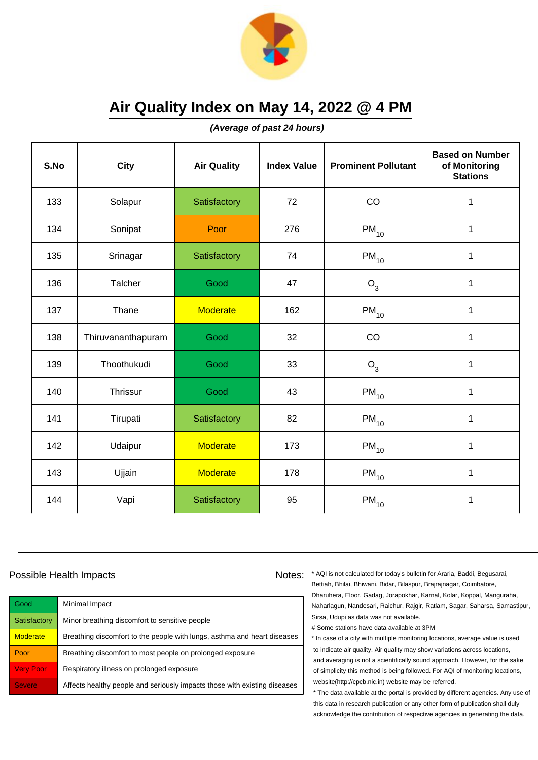# Air Quality Index on May 14, 2022 @ 4 PM

***(Average of past 24 hours)***

| S.No | City | Air Quality | Index Value | Prominent Pollutant | Based on Number of Monitoring Stations |
|---|---|---|---|---|---|
| 133 | Solapur | Satisfactory | 72 | CO | 1 |
| 134 | Sonipat | Poor | 276 | $PM_{10}$ | 1 |
| 135 | Srinagar | Satisfactory | 74 | $PM_{10}$ | 1 |
| 136 | Talcher | Good | 47 | $O_3$ | 1 |
| 137 | Thane | Moderate | 162 | $PM_{10}$ | 1 |
| 138 | Thiruvananthapuram | Good | 32 | CO | 1 |
| 139 | Thoothukudi | Good | 33 | $O_3$ | 1 |
| 140 | Thrissur | Good | 43 | $PM_{10}$ | 1 |
| 141 | Tirupati | Satisfactory | 82 | $PM_{10}$ | 1 |
| 142 | Udaipur | Moderate | 173 | $PM_{10}$ | 1 |
| 143 | Ujjain | Moderate | 178 | $PM_{10}$ | 1 |
| 144 | Vapi | Satisfactory | 95 | $PM_{10}$ | 1 |

## Possible Health Impacts

| | |
|---|---|
| Good | Minimal Impact |
| Satisfactory | Minor breathing discomfort to sensitive people |
| Moderate | Breathing discomfort to the people with lungs, asthma and heart diseases |
| Poor | Breathing discomfort to most people on prolonged exposure |
| Very Poor | Respiratory illness on prolonged exposure |
| Severe | Affects healthy people and seriously impacts those with existing diseases |

Notes:

* AQI is not calculated for today's bulletin for Araria, Baddi, Begusarai, Bettiah, Bhilai, Bhiwani, Bidar, Bilaspur, Brajrajnagar, Coimbatore, Dharuhera, Eloor, Gadag, Jorapokhar, Karnal, Kolar, Koppal, Manguraha, Naharlagun, Nandesari, Raichur, Rajgir, Ratlam, Sagar, Saharsa, Samastipur, Sirsa, Udupi as data was not available.

# Some stations have data available at 3PM

* In case of a city with multiple monitoring locations, average value is used to indicate air quality. Air quality may show variations across locations, and averaging is not a scientifically sound approach. However, for the sake of simplicity this method is being followed. For AQI of monitoring locations, website(http://cpcb.nic.in) website may be referred.

* The data available at the portal is provided by different agencies. Any use of this data in research publication or any other form of publication shall duly acknowledge the contribution of respective agencies in generating the data.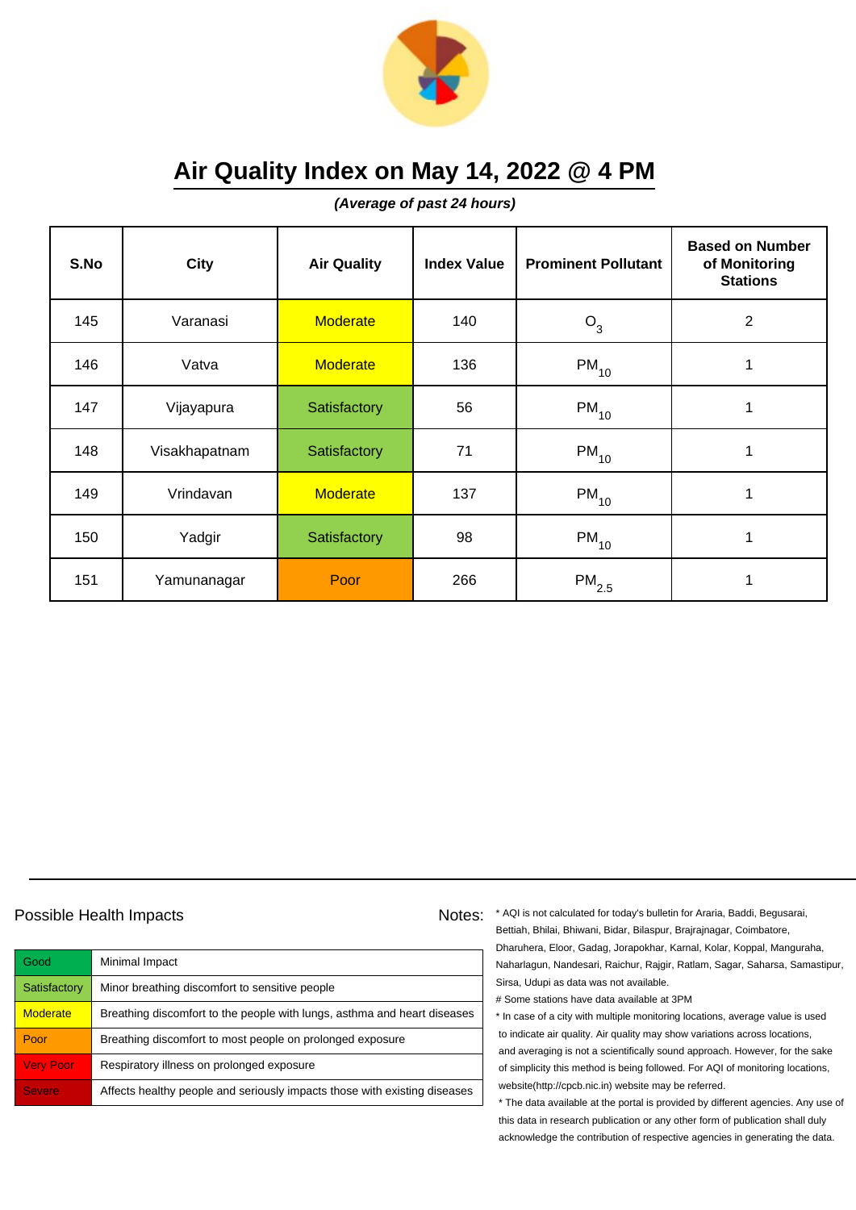# Air Quality Index on May 14, 2022 @ 4 PM

***(Average of past 24 hours)***

| S.No | City | Air Quality | Index Value | Prominent Pollutant | Based on Number of Monitoring Stations |
|---|---|---|---|---|---|
| 145 | Varanasi | Moderate | 140 | $O_3$ | 2 |
| 146 | Vatva | Moderate | 136 | $PM_{10}$ | 1 |
| 147 | Vijayapura | Satisfactory | 56 | $PM_{10}$ | 1 |
| 148 | Visakhapatnam | Satisfactory | 71 | $PM_{10}$ | 1 |
| 149 | Vrindavan | Moderate | 137 | $PM_{10}$ | 1 |
| 150 | Yadgir | Satisfactory | 98 | $PM_{10}$ | 1 |
| 151 | Yamunanagar | Poor | 266 | $PM_{2.5}$ | 1 |

Possible Health Impacts

| | |
|---|---|
| Good | Minimal Impact |
| Satisfactory | Minor breathing discomfort to sensitive people |
| Moderate | Breathing discomfort to the people with lungs, asthma and heart diseases |
| Poor | Breathing discomfort to most people on prolonged exposure |
| Very Poor | Respiratory illness on prolonged exposure |
| Severe | Affects healthy people and seriously impacts those with existing diseases |

Notes:

* AQI is not calculated for today's bulletin for Araria, Baddi, Begusarai, Bettiah, Bhilai, Bhiwani, Bidar, Bilaspur, Brajrajnagar, Coimbatore, Dharuhera, Eloor, Gadag, Jorapokhar, Karnal, Kolar, Koppal, Manguraha, Naharlagun, Nandesari, Raichur, Rajgir, Ratlam, Sagar, Saharsa, Samastipur, Sirsa, Udupi as data was not available.

# Some stations have data available at 3PM

* In case of a city with multiple monitoring locations, average value is used to indicate air quality. Air quality may show variations across locations, and averaging is not a scientifically sound approach. However, for the sake of simplicity this method is being followed. For AQI of monitoring locations, website(http://cpcb.nic.in) website may be referred.

* The data available at the portal is provided by different agencies. Any use of this data in research publication or any other form of publication shall duly acknowledge the contribution of respective agencies in generating the data.